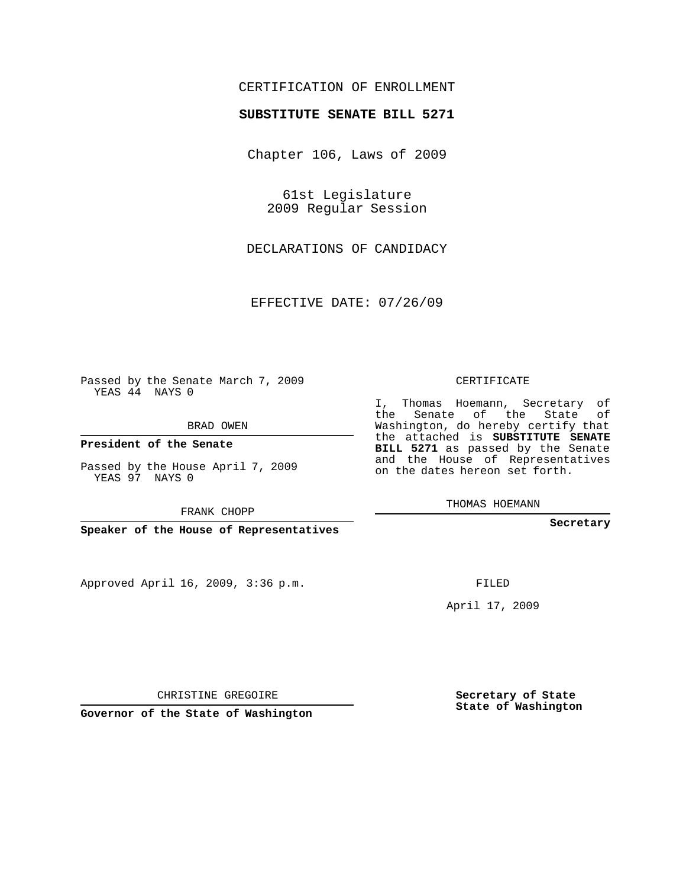CERTIFICATION OF ENROLLMENT

**SUBSTITUTE SENATE BILL 5271**

Chapter 106, Laws of 2009

61st Legislature
2009 Regular Session

DECLARATIONS OF CANDIDACY

EFFECTIVE DATE: 07/26/09

Passed by the Senate March 7, 2009
YEAS 44 NAYS 0

BRAD OWEN

**President of the Senate**

Passed by the House April 7, 2009
YEAS 97 NAYS 0

FRANK CHOPP

**Speaker of the House of Representatives**

CERTIFICATE

I, Thomas Hoemann, Secretary of the Senate of the State of Washington, do hereby certify that the attached is **SUBSTITUTE SENATE BILL 5271** as passed by the Senate and the House of Representatives on the dates hereon set forth.

THOMAS HOEMANN

**Secretary**

Approved April 16, 2009, 3:36 p.m.

FILED

April 17, 2009

CHRISTINE GREGOIRE

**Governor of the State of Washington**

**Secretary of State**
**State of Washington**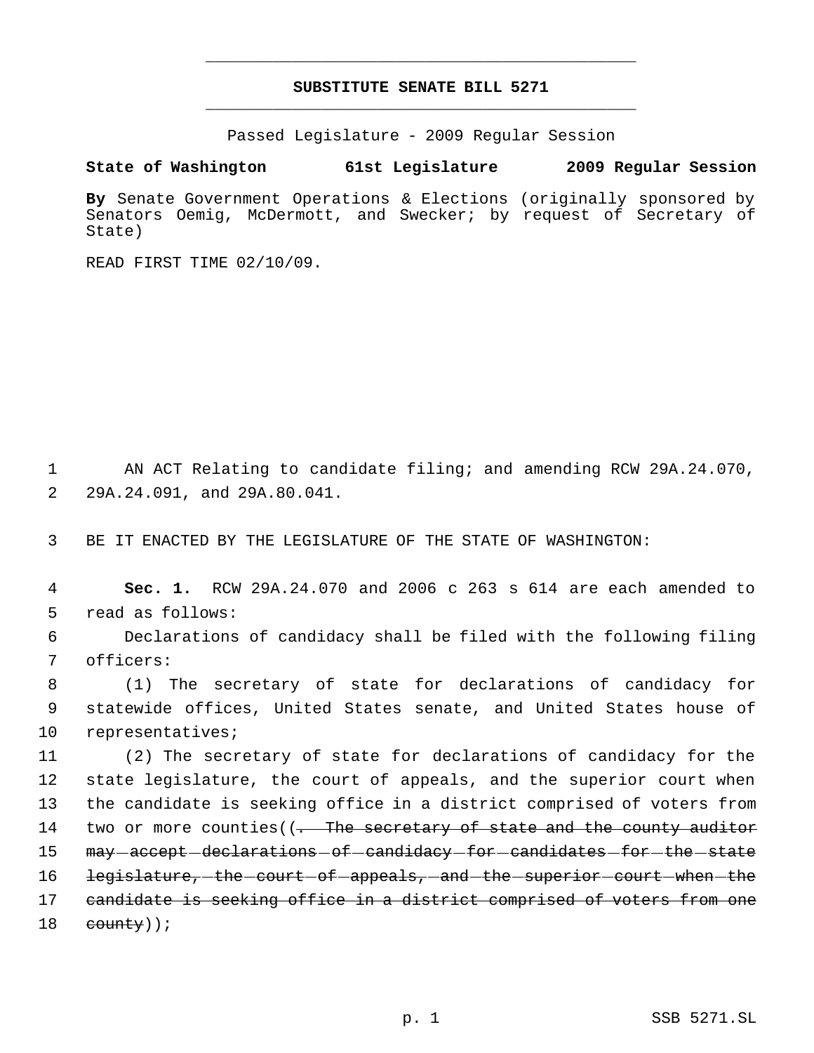# SUBSTITUTE SENATE BILL 5271

Passed Legislature - 2009 Regular Session

**State of Washington 61st Legislature 2009 Regular Session**

**By** Senate Government Operations & Elections (originally sponsored by Senators Oemig, McDermott, and Swecker; by request of Secretary of State)

READ FIRST TIME 02/10/09.

1 AN ACT Relating to candidate filing; and amending RCW 29A.24.070, 2 29A.24.091, and 29A.80.041.

3 BE IT ENACTED BY THE LEGISLATURE OF THE STATE OF WASHINGTON:

4 **Sec. 1.** RCW 29A.24.070 and 2006 c 263 s 614 are each amended to 5 read as follows:

6 Declarations of candidacy shall be filed with the following filing 7 officers:

8 (1) The secretary of state for declarations of candidacy for 9 statewide offices, United States senate, and United States house of 10 representatives;

11 (2) The secretary of state for declarations of candidacy for the 12 state legislature, the court of appeals, and the superior court when 13 the candidate is seeking office in a district comprised of voters from 14 two or more counties((~~. The secretary of state and the county auditor~~ 15 ~~may accept declarations of candidacy for candidates for the state~~ 16 ~~legislature, the court of appeals, and the superior court when the~~ 17 ~~candidate is seeking office in a district comprised of voters from one~~ 18 ~~county~~));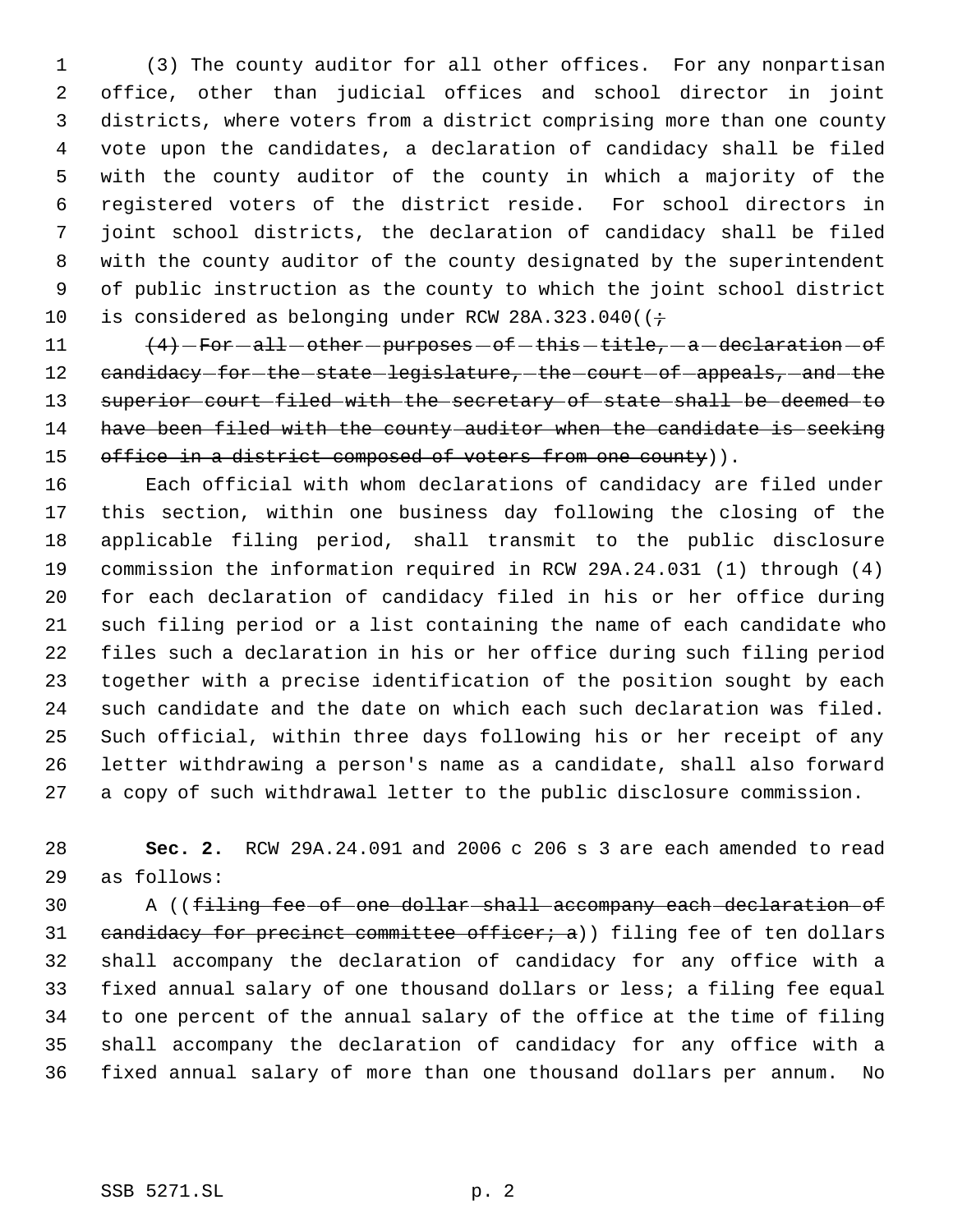(3) The county auditor for all other offices. For any nonpartisan office, other than judicial offices and school director in joint districts, where voters from a district comprising more than one county vote upon the candidates, a declaration of candidacy shall be filed with the county auditor of the county in which a majority of the registered voters of the district reside. For school directors in joint school districts, the declaration of candidacy shall be filed with the county auditor of the county designated by the superintendent of public instruction as the county to which the joint school district is considered as belonging under RCW 28A.323.040((~~;~~

~~(4) For all other purposes of this title, a declaration of candidacy for the state legislature, the court of appeals, and the superior court filed with the secretary of state shall be deemed to have been filed with the county auditor when the candidate is seeking office in a district composed of voters from one county~~)).

Each official with whom declarations of candidacy are filed under this section, within one business day following the closing of the applicable filing period, shall transmit to the public disclosure commission the information required in RCW 29A.24.031 (1) through (4) for each declaration of candidacy filed in his or her office during such filing period or a list containing the name of each candidate who files such a declaration in his or her office during such filing period together with a precise identification of the position sought by each such candidate and the date on which each such declaration was filed. Such official, within three days following his or her receipt of any letter withdrawing a person's name as a candidate, shall also forward a copy of such withdrawal letter to the public disclosure commission.

**Sec. 2.** RCW 29A.24.091 and 2006 c 206 s 3 are each amended to read as follows:

A ((~~filing fee of one dollar shall accompany each declaration of candidacy for precinct committee officer; a~~)) filing fee of ten dollars shall accompany the declaration of candidacy for any office with a fixed annual salary of one thousand dollars or less; a filing fee equal to one percent of the annual salary of the office at the time of filing shall accompany the declaration of candidacy for any office with a fixed annual salary of more than one thousand dollars per annum. No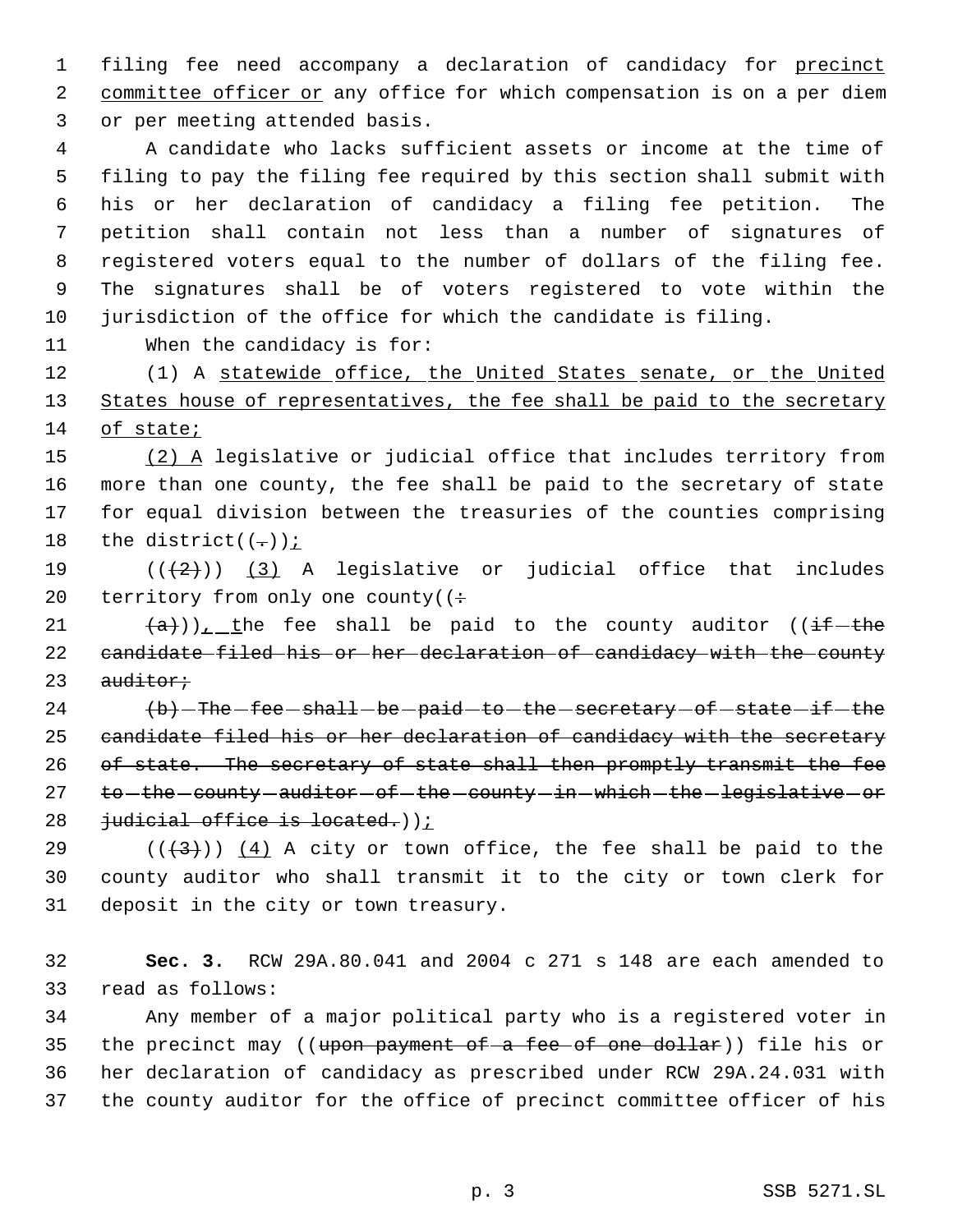filing fee need accompany a declaration of candidacy for precinct committee officer or any office for which compensation is on a per diem or per meeting attended basis.

A candidate who lacks sufficient assets or income at the time of filing to pay the filing fee required by this section shall submit with his or her declaration of candidacy a filing fee petition. The petition shall contain not less than a number of signatures of registered voters equal to the number of dollars of the filing fee. The signatures shall be of voters registered to vote within the jurisdiction of the office for which the candidate is filing.

When the candidacy is for:

(1) A statewide office, the United States senate, or the United States house of representatives, the fee shall be paid to the secretary of state;

(2) A legislative or judicial office that includes territory from more than one county, the fee shall be paid to the secretary of state for equal division between the treasuries of the counties comprising the district((.));

(((2))) (3) A legislative or judicial office that includes territory from only one county((:

(a))), the fee shall be paid to the county auditor ((if the candidate filed his or her declaration of candidacy with the county auditor;

(b) The fee shall be paid to the secretary of state if the candidate filed his or her declaration of candidacy with the secretary of state. The secretary of state shall then promptly transmit the fee to the county auditor of the county in which the legislative or judicial office is located.));

(((3))) (4) A city or town office, the fee shall be paid to the county auditor who shall transmit it to the city or town clerk for deposit in the city or town treasury.

**Sec. 3.** RCW 29A.80.041 and 2004 c 271 s 148 are each amended to read as follows:

Any member of a major political party who is a registered voter in the precinct may ((upon payment of a fee of one dollar)) file his or her declaration of candidacy as prescribed under RCW 29A.24.031 with the county auditor for the office of precinct committee officer of his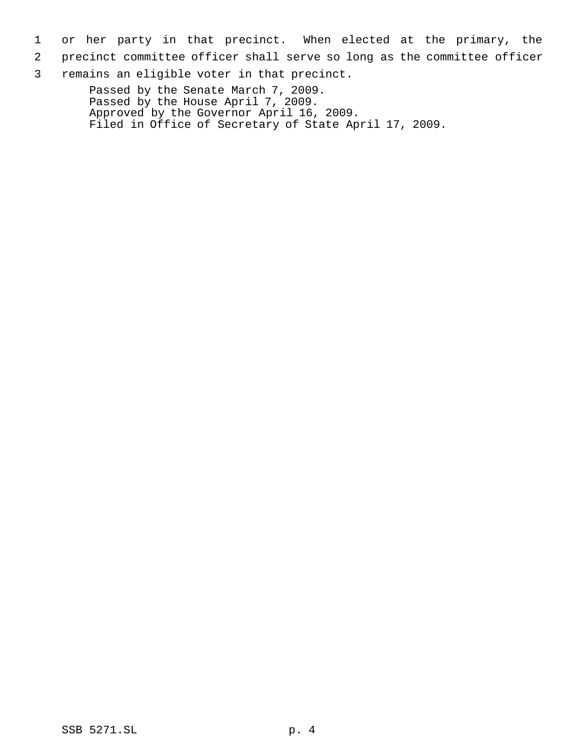or her party in that precinct. When elected at the primary, the precinct committee officer shall serve so long as the committee officer remains an eligible voter in that precinct.

Passed by the Senate March 7, 2009.
Passed by the House April 7, 2009.
Approved by the Governor April 16, 2009.
Filed in Office of Secretary of State April 17, 2009.